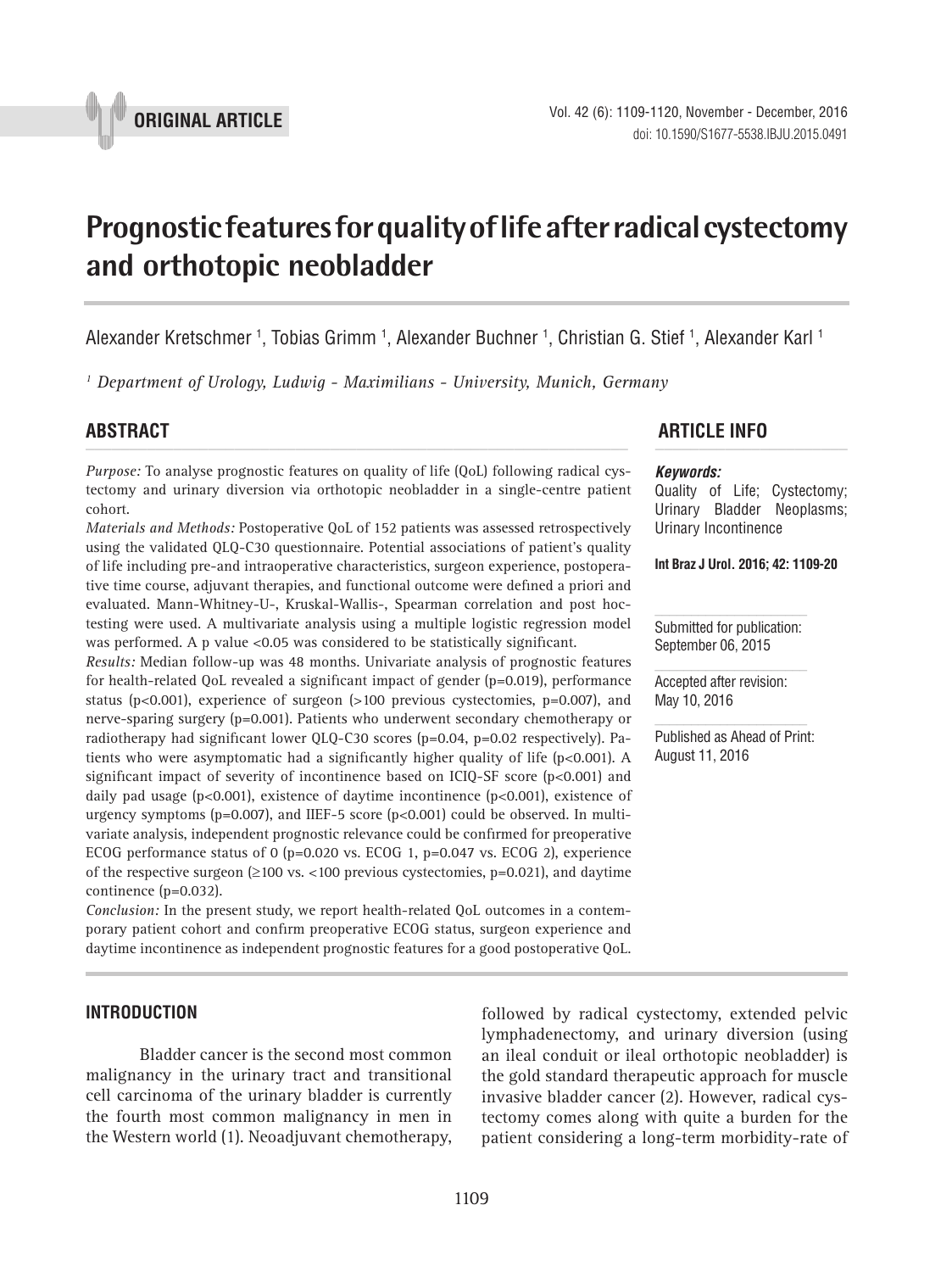**ORIGINAL ARTICLE**

# Prognostic features for quality of life after radical cystectomy and orthotopic neobladder

Alexander Kretschmer [1], Tobias Grimm [1], Alexander Buchner [1], Christian G. Stief [1], Alexander Karl [1]

[1] *Department of Urology, Ludwig - Maximilians - University, Munich, Germany*

## ABSTRACT

*Purpose:* To analyse prognostic features on quality of life (QoL) following radical cystectomy and urinary diversion via orthotopic neobladder in a single-centre patient cohort.

*Materials and Methods:* Postoperative QoL of 152 patients was assessed retrospectively using the validated QLQ-C30 questionnaire. Potential associations of patient's quality of life including pre-and intraoperative characteristics, surgeon experience, postoperative time course, adjuvant therapies, and functional outcome were defined a priori and evaluated. Mann-Whitney-U-, Kruskal-Wallis-, Spearman correlation and post hoc-testing were used. A multivariate analysis using a multiple logistic regression model was performed. A p value <0.05 was considered to be statistically significant.

*Results:* Median follow-up was 48 months. Univariate analysis of prognostic features for health-related QoL revealed a significant impact of gender (p=0.019), performance status (p<0.001), experience of surgeon (>100 previous cystectomies, p=0.007), and nerve-sparing surgery (p=0.001). Patients who underwent secondary chemotherapy or radiotherapy had significant lower QLQ-C30 scores (p=0.04, p=0.02 respectively). Patients who were asymptomatic had a significantly higher quality of life (p<0.001). A significant impact of severity of incontinence based on ICIQ-SF score (p<0.001) and daily pad usage (p<0.001), existence of daytime incontinence (p<0.001), existence of urgency symptoms (p=0.007), and IIEF-5 score (p<0.001) could be observed. In multivariate analysis, independent prognostic relevance could be confirmed for preoperative ECOG performance status of 0 (p=0.020 vs. ECOG 1, p=0.047 vs. ECOG 2), experience of the respective surgeon (≥100 vs. <100 previous cystectomies, p=0.021), and daytime continence (p=0.032).

*Conclusion:* In the present study, we report health-related QoL outcomes in a contemporary patient cohort and confirm preoperative ECOG status, surgeon experience and daytime incontinence as independent prognostic features for a good postoperative QoL.

## ARTICLE INFO

***Keywords:***
Quality of Life; Cystectomy; Urinary Bladder Neoplasms; Urinary Incontinence

**Int Braz J Urol. 2016; 42: 1109-20**

Submitted for publication: September 06, 2015

Accepted after revision: May 10, 2016

Published as Ahead of Print: August 11, 2016

## INTRODUCTION

Bladder cancer is the second most common malignancy in the urinary tract and transitional cell carcinoma of the urinary bladder is currently the fourth most common malignancy in men in the Western world (1). Neoadjuvant chemotherapy, followed by radical cystectomy, extended pelvic lymphadenectomy, and urinary diversion (using an ileal conduit or ileal orthotopic neobladder) is the gold standard therapeutic approach for muscle invasive bladder cancer (2). However, radical cystectomy comes along with quite a burden for the patient considering a long-term morbidity-rate of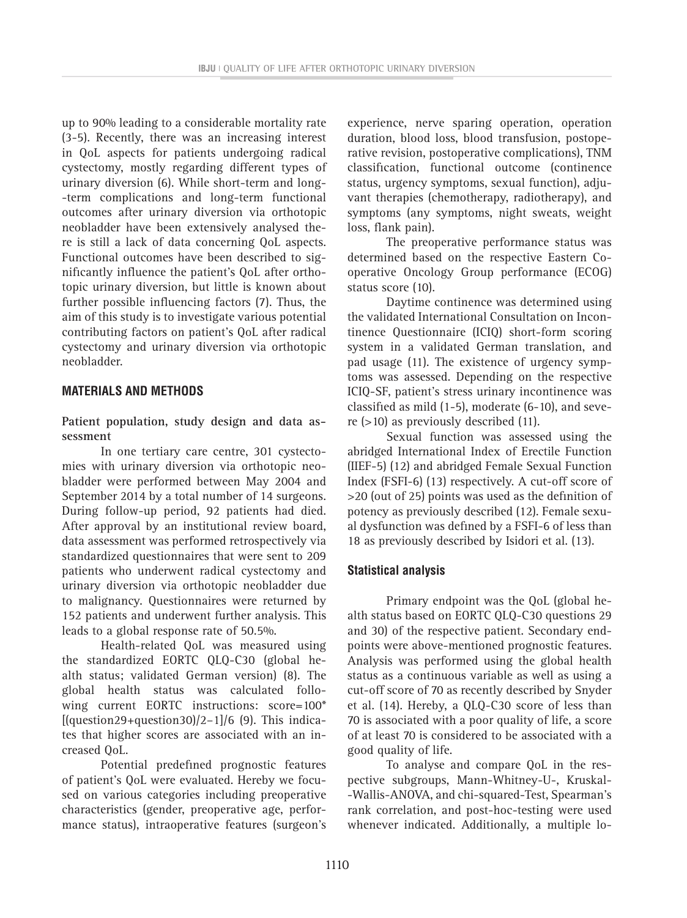up to 90% leading to a considerable mortality rate (3-5). Recently, there was an increasing interest in QoL aspects for patients undergoing radical cystectomy, mostly regarding different types of urinary diversion (6). While short-term and long-term complications and long-term functional outcomes after urinary diversion via orthotopic neobladder have been extensively analysed there is still a lack of data concerning QoL aspects. Functional outcomes have been described to significantly influence the patient's QoL after orthotopic urinary diversion, but little is known about further possible influencing factors (7). Thus, the aim of this study is to investigate various potential contributing factors on patient's QoL after radical cystectomy and urinary diversion via orthotopic neobladder.

## MATERIALS AND METHODS

### Patient population, study design and data assessment

In one tertiary care centre, 301 cystectomies with urinary diversion via orthotopic neobladder were performed between May 2004 and September 2014 by a total number of 14 surgeons. During follow-up period, 92 patients had died. After approval by an institutional review board, data assessment was performed retrospectively via standardized questionnaires that were sent to 209 patients who underwent radical cystectomy and urinary diversion via orthotopic neobladder due to malignancy. Questionnaires were returned by 152 patients and underwent further analysis. This leads to a global response rate of 50.5%.

Health-related QoL was measured using the standardized EORTC QLQ-C30 (global health status; validated German version) (8). The global health status was calculated following current EORTC instructions: score=100*[(question29+question30)/2−1]/6 (9). This indicates that higher scores are associated with an increased QoL.

Potential predefined prognostic features of patient's QoL were evaluated. Hereby we focused on various categories including preoperative characteristics (gender, preoperative age, performance status), intraoperative features (surgeon's experience, nerve sparing operation, operation duration, blood loss, blood transfusion, postoperative revision, postoperative complications), TNM classification, functional outcome (continence status, urgency symptoms, sexual function), adjuvant therapies (chemotherapy, radiotherapy), and symptoms (any symptoms, night sweats, weight loss, flank pain).

The preoperative performance status was determined based on the respective Eastern Cooperative Oncology Group performance (ECOG) status score (10).

Daytime continence was determined using the validated International Consultation on Incontinence Questionnaire (ICIQ) short-form scoring system in a validated German translation, and pad usage (11). The existence of urgency symptoms was assessed. Depending on the respective ICIQ-SF, patient's stress urinary incontinence was classified as mild (1-5), moderate (6-10), and severe (>10) as previously described (11).

Sexual function was assessed using the abridged International Index of Erectile Function (IIEF-5) (12) and abridged Female Sexual Function Index (FSFI-6) (13) respectively. A cut-off score of >20 (out of 25) points was used as the definition of potency as previously described (12). Female sexual dysfunction was defined by a FSFI-6 of less than 18 as previously described by Isidori et al. (13).

### Statistical analysis

Primary endpoint was the QoL (global health status based on EORTC QLQ-C30 questions 29 and 30) of the respective patient. Secondary endpoints were above-mentioned prognostic features. Analysis was performed using the global health status as a continuous variable as well as using a cut-off score of 70 as recently described by Snyder et al. (14). Hereby, a QLQ-C30 score of less than 70 is associated with a poor quality of life, a score of at least 70 is considered to be associated with a good quality of life.

To analyse and compare QoL in the respective subgroups, Mann-Whitney-U-, Kruskal-Wallis-ANOVA, and chi-squared-Test, Spearman's rank correlation, and post-hoc-testing were used whenever indicated. Additionally, a multiple lo-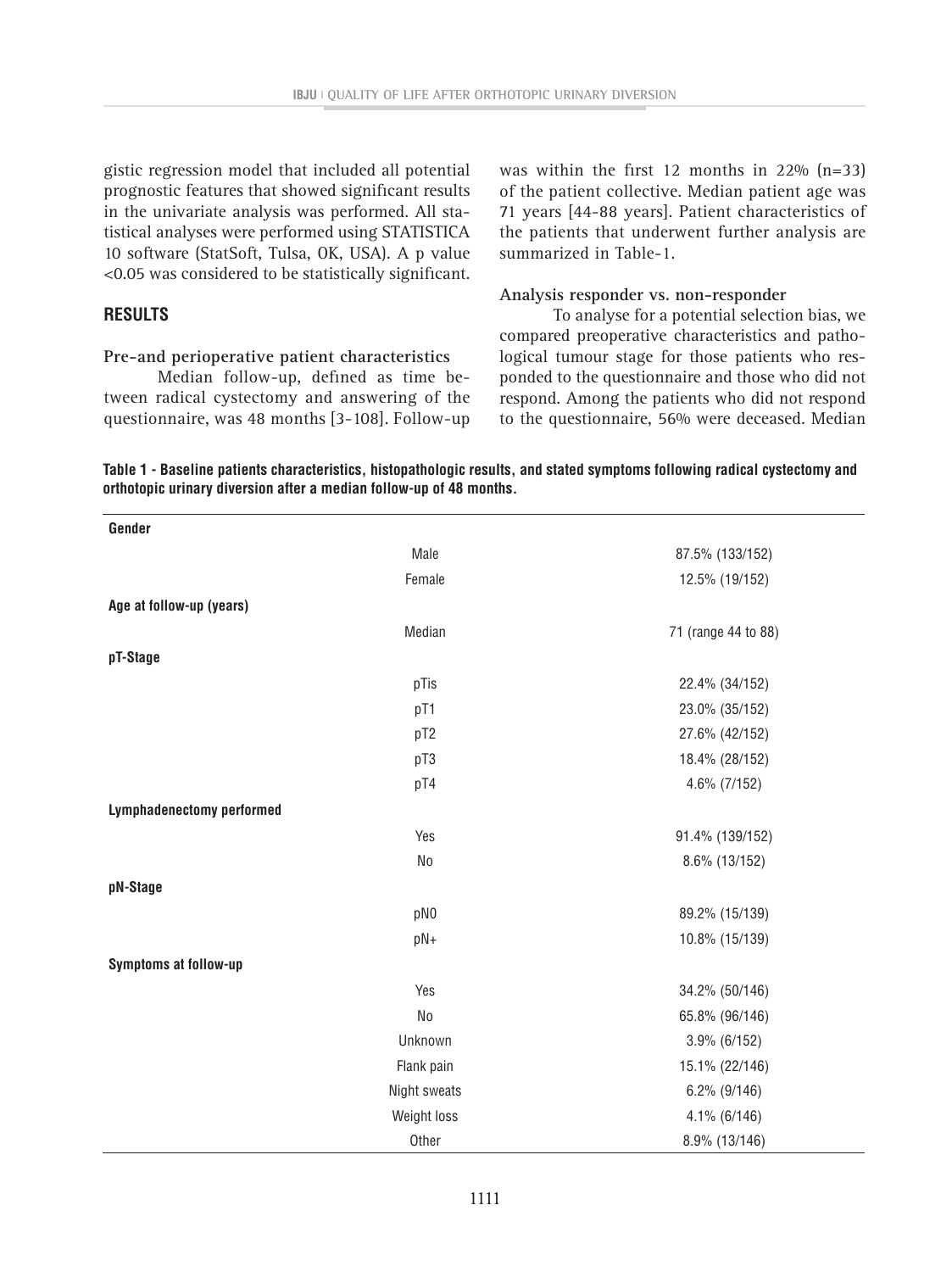gistic regression model that included all potential prognostic features that showed significant results in the univariate analysis was performed. All statistical analyses were performed using STATISTICA 10 software (StatSoft, Tulsa, OK, USA). A p value <0.05 was considered to be statistically significant.

## RESULTS

### Pre-and perioperative patient characteristics

Median follow-up, defined as time between radical cystectomy and answering of the questionnaire, was 48 months [3-108]. Follow-up was within the first 12 months in 22% (n=33) of the patient collective. Median patient age was 71 years [44-88 years]. Patient characteristics of the patients that underwent further analysis are summarized in Table-1.

### Analysis responder vs. non-responder

To analyse for a potential selection bias, we compared preoperative characteristics and pathological tumour stage for those patients who responded to the questionnaire and those who did not respond. Among the patients who did not respond to the questionnaire, 56% were deceased. Median

**Table 1 - Baseline patients characteristics, histopathologic results, and stated symptoms following radical cystectomy and orthotopic urinary diversion after a median follow-up of 48 months.**

| | | |
|---|---|---|
| **Gender** | | |
| | Male | 87.5% (133/152) |
| | Female | 12.5% (19/152) |
| **Age at follow-up (years)** | | |
| | Median | 71 (range 44 to 88) |
| **pT-Stage** | | |
| | pTis | 22.4% (34/152) |
| | pT1 | 23.0% (35/152) |
| | pT2 | 27.6% (42/152) |
| | pT3 | 18.4% (28/152) |
| | pT4 | 4.6% (7/152) |
| **Lymphadenectomy performed** | | |
| | Yes | 91.4% (139/152) |
| | No | 8.6% (13/152) |
| **pN-Stage** | | |
| | pN0 | 89.2% (15/139) |
| | pN+ | 10.8% (15/139) |
| **Symptoms at follow-up** | | |
| | Yes | 34.2% (50/146) |
| | No | 65.8% (96/146) |
| | Unknown | 3.9% (6/152) |
| | Flank pain | 15.1% (22/146) |
| | Night sweats | 6.2% (9/146) |
| | Weight loss | 4.1% (6/146) |
| | Other | 8.9% (13/146) |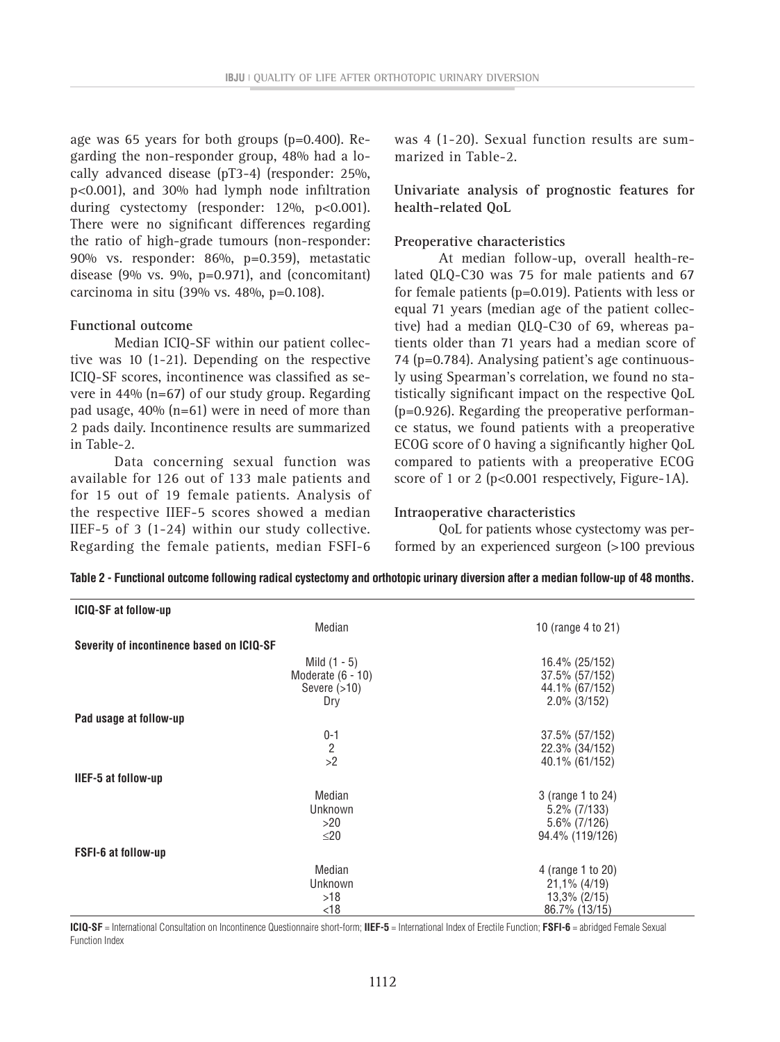age was 65 years for both groups (p=0.400). Regarding the non-responder group, 48% had a locally advanced disease (pT3-4) (responder: 25%, p<0.001), and 30% had lymph node infiltration during cystectomy (responder: 12%, p<0.001). There were no significant differences regarding the ratio of high-grade tumours (non-responder: 90% vs. responder: 86%, p=0.359), metastatic disease (9% vs. 9%, p=0.971), and (concomitant) carcinoma in situ (39% vs. 48%, p=0.108).

### Functional outcome

Median ICIQ-SF within our patient collective was 10 (1-21). Depending on the respective ICIQ-SF scores, incontinence was classified as severe in 44% (n=67) of our study group. Regarding pad usage, 40% (n=61) were in need of more than 2 pads daily. Incontinence results are summarized in Table-2.

Data concerning sexual function was available for 126 out of 133 male patients and for 15 out of 19 female patients. Analysis of the respective IIEF-5 scores showed a median IIEF-5 of 3 (1-24) within our study collective. Regarding the female patients, median FSFI-6 was 4 (1-20). Sexual function results are summarized in Table-2.

### Univariate analysis of prognostic features for health-related QoL

#### Preoperative characteristics

At median follow-up, overall health-related QLQ-C30 was 75 for male patients and 67 for female patients (p=0.019). Patients with less or equal 71 years (median age of the patient collective) had a median QLQ-C30 of 69, whereas patients older than 71 years had a median score of 74 (p=0.784). Analysing patient's age continuously using Spearman's correlation, we found no statistically significant impact on the respective QoL (p=0.926). Regarding the preoperative performance status, we found patients with a preoperative ECOG score of 0 having a significantly higher QoL compared to patients with a preoperative ECOG score of 1 or 2 (p<0.001 respectively, Figure-1A).

#### Intraoperative characteristics

QoL for patients whose cystectomy was performed by an experienced surgeon (>100 previous

**Table 2 - Functional outcome following radical cystectomy and orthotopic urinary diversion after a median follow-up of 48 months.**

| | | |
|---|---|---|
| **ICIQ-SF at follow-up** | | |
| | Median | 10 (range 4 to 21) |
| **Severity of incontinence based on ICIQ-SF** | | |
| | Mild (1 - 5) | 16.4% (25/152) |
| | Moderate (6 - 10) | 37.5% (57/152) |
| | Severe (>10) | 44.1% (67/152) |
| | Dry | 2.0% (3/152) |
| **Pad usage at follow-up** | | |
| | 0-1 | 37.5% (57/152) |
| | 2 | 22.3% (34/152) |
| | >2 | 40.1% (61/152) |
| **IIEF-5 at follow-up** | | |
| | Median | 3 (range 1 to 24) |
| | Unknown | 5.2% (7/133) |
| | >20 | 5.6% (7/126) |
| | ≤20 | 94.4% (119/126) |
| **FSFI-6 at follow-up** | | |
| | Median | 4 (range 1 to 20) |
| | Unknown | 21,1% (4/19) |
| | >18 | 13,3% (2/15) |
| | <18 | 86.7% (13/15) |

**ICIQ-SF** = International Consultation on Incontinence Questionnaire short-form; **IIEF-5** = International Index of Erectile Function; **FSFI-6** = abridged Female Sexual Function Index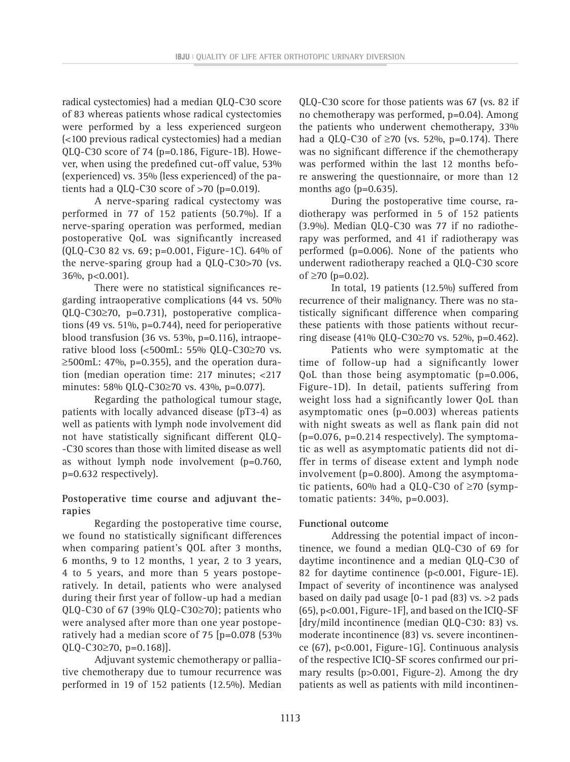radical cystectomies) had a median QLQ-C30 score of 83 whereas patients whose radical cystectomies were performed by a less experienced surgeon (<100 previous radical cystectomies) had a median QLQ-C30 score of 74 (p=0.186, Figure-1B). However, when using the predefined cut-off value, 53% (experienced) vs. 35% (less experienced) of the patients had a QLQ-C30 score of >70 (p=0.019).

A nerve-sparing radical cystectomy was performed in 77 of 152 patients (50.7%). If a nerve-sparing operation was performed, median postoperative QoL was significantly increased (QLQ-C30 82 vs. 69; p=0.001, Figure-1C). 64% of the nerve-sparing group had a QLQ-C30>70 (vs. 36%, p<0.001).

There were no statistical significances regarding intraoperative complications (44 vs. 50% QLQ-C30≥70, p=0.731), postoperative complications (49 vs. 51%, p=0.744), need for perioperative blood transfusion (36 vs. 53%, p=0.116), intraoperative blood loss (<500mL: 55% QLQ-C30≥70 vs. ≥500mL: 47%, p=0.355), and the operation duration (median operation time: 217 minutes; <217 minutes: 58% QLQ-C30≥70 vs. 43%, p=0.077).

Regarding the pathological tumour stage, patients with locally advanced disease (pT3-4) as well as patients with lymph node involvement did not have statistically significant different QLQ-C30 scores than those with limited disease as well as without lymph node involvement (p=0.760, p=0.632 respectively).

**Postoperative time course and adjuvant therapies**

Regarding the postoperative time course, we found no statistically significant differences when comparing patient's QOL after 3 months, 6 months, 9 to 12 months, 1 year, 2 to 3 years, 4 to 5 years, and more than 5 years postoperatively. In detail, patients who were analysed during their first year of follow-up had a median QLQ-C30 of 67 (39% QLQ-C30≥70); patients who were analysed after more than one year postoperatively had a median score of 75 [p=0.078 (53% QLQ-C30≥70, p=0.168)].

Adjuvant systemic chemotherapy or palliative chemotherapy due to tumour recurrence was performed in 19 of 152 patients (12.5%). Median QLQ-C30 score for those patients was 67 (vs. 82 if no chemotherapy was performed, p=0.04). Among the patients who underwent chemotherapy, 33% had a QLQ-C30 of ≥70 (vs. 52%, p=0.174). There was no significant difference if the chemotherapy was performed within the last 12 months before answering the questionnaire, or more than 12 months ago (p=0.635).

During the postoperative time course, radiotherapy was performed in 5 of 152 patients (3.9%). Median QLQ-C30 was 77 if no radiotherapy was performed, and 41 if radiotherapy was performed (p=0.006). None of the patients who underwent radiotherapy reached a QLQ-C30 score of ≥70 (p=0.02).

In total, 19 patients (12.5%) suffered from recurrence of their malignancy. There was no statistically significant difference when comparing these patients with those patients without recurring disease (41% QLQ-C30≥70 vs. 52%, p=0.462).

Patients who were symptomatic at the time of follow-up had a significantly lower QoL than those being asymptomatic (p=0.006, Figure-1D). In detail, patients suffering from weight loss had a significantly lower QoL than asymptomatic ones (p=0.003) whereas patients with night sweats as well as flank pain did not (p=0.076, p=0.214 respectively). The symptomatic as well as asymptomatic patients did not differ in terms of disease extent and lymph node involvement (p=0.800). Among the asymptomatic patients, 60% had a QLQ-C30 of ≥70 (symptomatic patients: 34%, p=0.003).

**Functional outcome**

Addressing the potential impact of incontinence, we found a median QLQ-C30 of 69 for daytime incontinence and a median QLQ-C30 of 82 for daytime continence (p<0.001, Figure-1E). Impact of severity of incontinence was analysed based on daily pad usage [0-1 pad (83) vs. >2 pads (65), p<0.001, Figure-1F], and based on the ICIQ-SF [dry/mild incontinence (median QLQ-C30: 83) vs. moderate incontinence (83) vs. severe incontinence (67), p<0.001, Figure-1G]. Continuous analysis of the respective ICIQ-SF scores confirmed our primary results (p>0.001, Figure-2). Among the dry patients as well as patients with mild incontinen-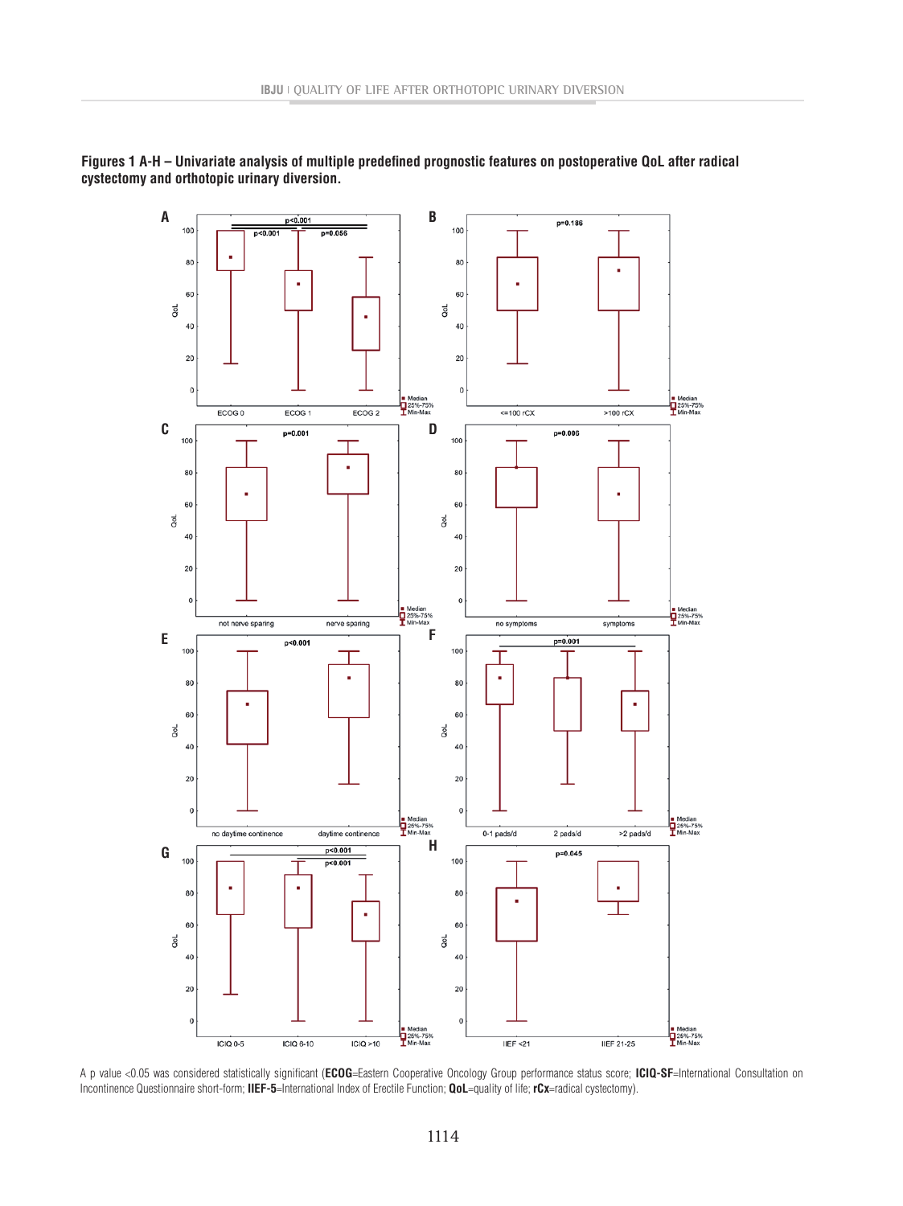**Figures 1 A-H – Univariate analysis of multiple predefined prognostic features on postoperative QoL after radical cystectomy and orthotopic urinary diversion.**

A p value <0.05 was considered statistically significant (**ECOG**=Eastern Cooperative Oncology Group performance status score; **ICIQ-SF**=International Consultation on Incontinence Questionnaire short-form; **IIEF-5**=International Index of Erectile Function; **QoL**=quality of life; **rCx**=radical cystectomy).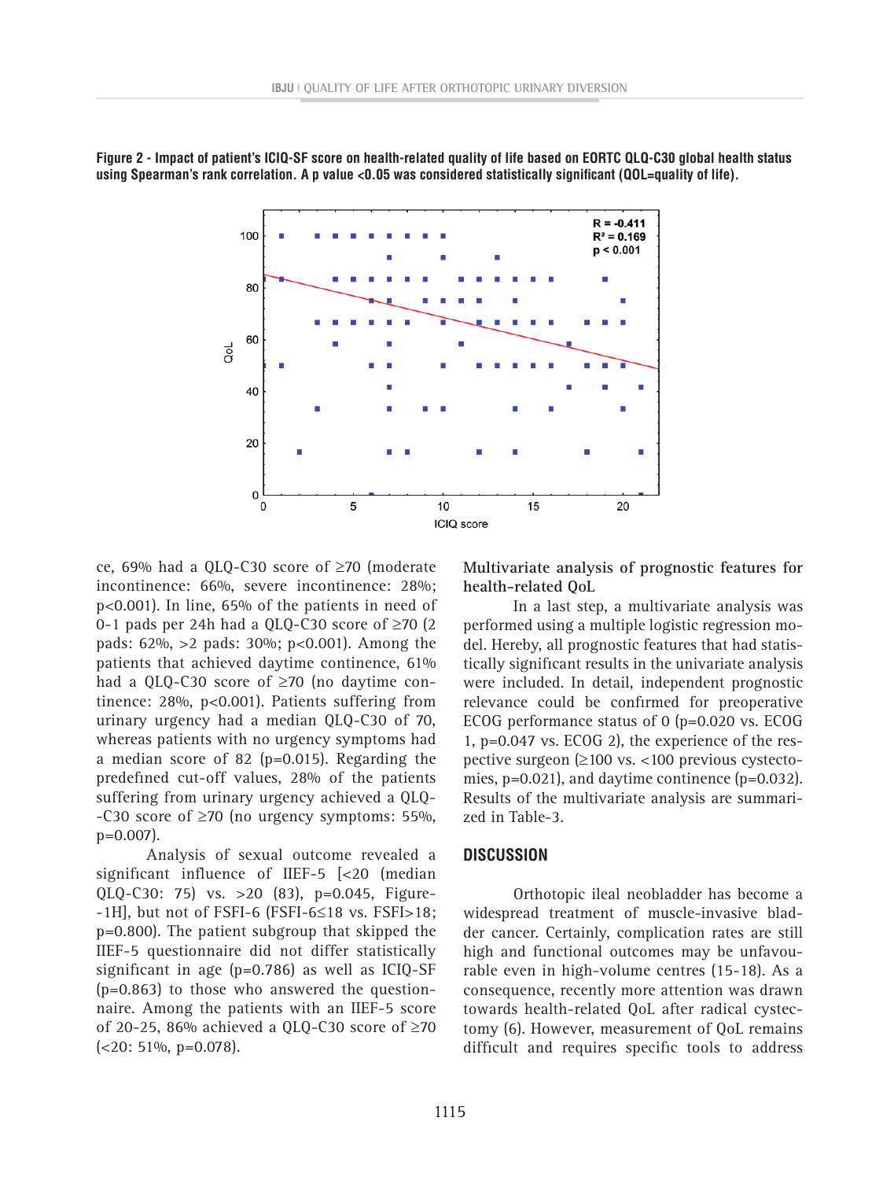**Figure 2 - Impact of patient's ICIQ-SF score on health-related quality of life based on EORTC QLQ-C30 global health status using Spearman's rank correlation. A p value <0.05 was considered statistically significant (QOL=quality of life).**

ce, 69% had a QLQ-C30 score of ≥70 (moderate incontinence: 66%, severe incontinence: 28%; p<0.001). In line, 65% of the patients in need of 0-1 pads per 24h had a QLQ-C30 score of ≥70 (2 pads: 62%, >2 pads: 30%; p<0.001). Among the patients that achieved daytime continence, 61% had a QLQ-C30 score of ≥70 (no daytime continence: 28%, p<0.001). Patients suffering from urinary urgency had a median QLQ-C30 of 70, whereas patients with no urgency symptoms had a median score of 82 (p=0.015). Regarding the predefined cut-off values, 28% of the patients suffering from urinary urgency achieved a QLQ-C30 score of ≥70 (no urgency symptoms: 55%, p=0.007).

Analysis of sexual outcome revealed a significant influence of IIEF-5 [<20 (median QLQ-C30: 75) vs. >20 (83), p=0.045, Figure-1H], but not of FSFI-6 (FSFI-6≤18 vs. FSFI>18; p=0.800). The patient subgroup that skipped the IIEF-5 questionnaire did not differ statistically significant in age (p=0.786) as well as ICIQ-SF (p=0.863) to those who answered the questionnaire. Among the patients with an IIEF-5 score of 20-25, 86% achieved a QLQ-C30 score of ≥70 (<20: 51%, p=0.078).

**Multivariate analysis of prognostic features for health-related QoL**

In a last step, a multivariate analysis was performed using a multiple logistic regression model. Hereby, all prognostic features that had statistically significant results in the univariate analysis were included. In detail, independent prognostic relevance could be confirmed for preoperative ECOG performance status of 0 (p=0.020 vs. ECOG 1, p=0.047 vs. ECOG 2), the experience of the respective surgeon (≥100 vs. <100 previous cystectomies, p=0.021), and daytime continence (p=0.032). Results of the multivariate analysis are summarized in Table-3.

## DISCUSSION

Orthotopic ileal neobladder has become a widespread treatment of muscle-invasive bladder cancer. Certainly, complication rates are still high and functional outcomes may be unfavourable even in high-volume centres (15-18). As a consequence, recently more attention was drawn towards health-related QoL after radical cystectomy (6). However, measurement of QoL remains difficult and requires specific tools to address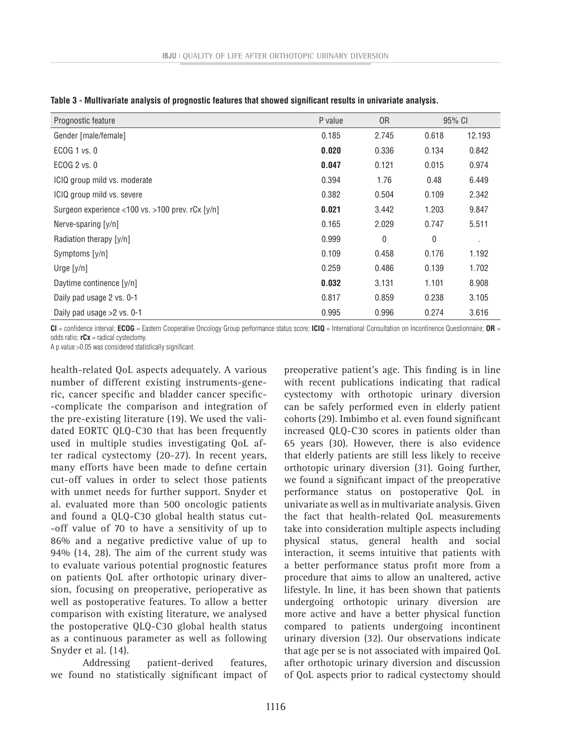**Table 3 - Multivariate analysis of prognostic features that showed significant results in univariate analysis.**

| Prognostic feature | P value | OR | 95% CI | |
|---|---|---|---|---|
| Gender [male/female] | 0.185 | 2.745 | 0.618 | 12.193 |
| ECOG 1 vs. 0 | **0.020** | 0.336 | 0.134 | 0.842 |
| ECOG 2 vs. 0 | **0.047** | 0.121 | 0.015 | 0.974 |
| ICIQ group mild vs. moderate | 0.394 | 1.76 | 0.48 | 6.449 |
| ICIQ group mild vs. severe | 0.382 | 0.504 | 0.109 | 2.342 |
| Surgeon experience <100 vs. >100 prev. rCx [y/n] | **0.021** | 3.442 | 1.203 | 9.847 |
| Nerve-sparing [y/n] | 0.165 | 2.029 | 0.747 | 5.511 |
| Radiation therapy [y/n] | 0.999 | 0 | 0 | . |
| Symptoms [y/n] | 0.109 | 0.458 | 0.176 | 1.192 |
| Urge [y/n] | 0.259 | 0.486 | 0.139 | 1.702 |
| Daytime continence [y/n] | **0.032** | 3.131 | 1.101 | 8.908 |
| Daily pad usage 2 vs. 0-1 | 0.817 | 0.859 | 0.238 | 3.105 |
| Daily pad usage >2 vs. 0-1 | 0.995 | 0.996 | 0.274 | 3.616 |

**CI** = confidence interval; **ECOG** = Eastern Cooperative Oncology Group performance status score; **ICIQ** = International Consultation on Incontinence Questionnaire; **OR** = odds ratio; **rCx** = radical cystectomy.

A p value >0.05 was considered statistically significant.

health-related QoL aspects adequately. A various number of different existing instruments-generic, cancer specific and bladder cancer specific--complicate the comparison and integration of the pre-existing literature (19). We used the validated EORTC QLQ-C30 that has been frequently used in multiple studies investigating QoL after radical cystectomy (20-27). In recent years, many efforts have been made to define certain cut-off values in order to select those patients with unmet needs for further support. Snyder et al. evaluated more than 500 oncologic patients and found a QLQ-C30 global health status cut--off value of 70 to have a sensitivity of up to 86% and a negative predictive value of up to 94% (14, 28). The aim of the current study was to evaluate various potential prognostic features on patients QoL after orthotopic urinary diversion, focusing on preoperative, perioperative as well as postoperative features. To allow a better comparison with existing literature, we analysed the postoperative QLQ-C30 global health status as a continuous parameter as well as following Snyder et al. (14).

Addressing patient-derived features, we found no statistically significant impact of preoperative patient's age. This finding is in line with recent publications indicating that radical cystectomy with orthotopic urinary diversion can be safely performed even in elderly patient cohorts (29). Imbimbo et al. even found significant increased QLQ-C30 scores in patients older than 65 years (30). However, there is also evidence that elderly patients are still less likely to receive orthotopic urinary diversion (31). Going further, we found a significant impact of the preoperative performance status on postoperative QoL in univariate as well as in multivariate analysis. Given the fact that health-related QoL measurements take into consideration multiple aspects including physical status, general health and social interaction, it seems intuitive that patients with a better performance status profit more from a procedure that aims to allow an unaltered, active lifestyle. In line, it has been shown that patients undergoing orthotopic urinary diversion are more active and have a better physical function compared to patients undergoing incontinent urinary diversion (32). Our observations indicate that age per se is not associated with impaired QoL after orthotopic urinary diversion and discussion of QoL aspects prior to radical cystectomy should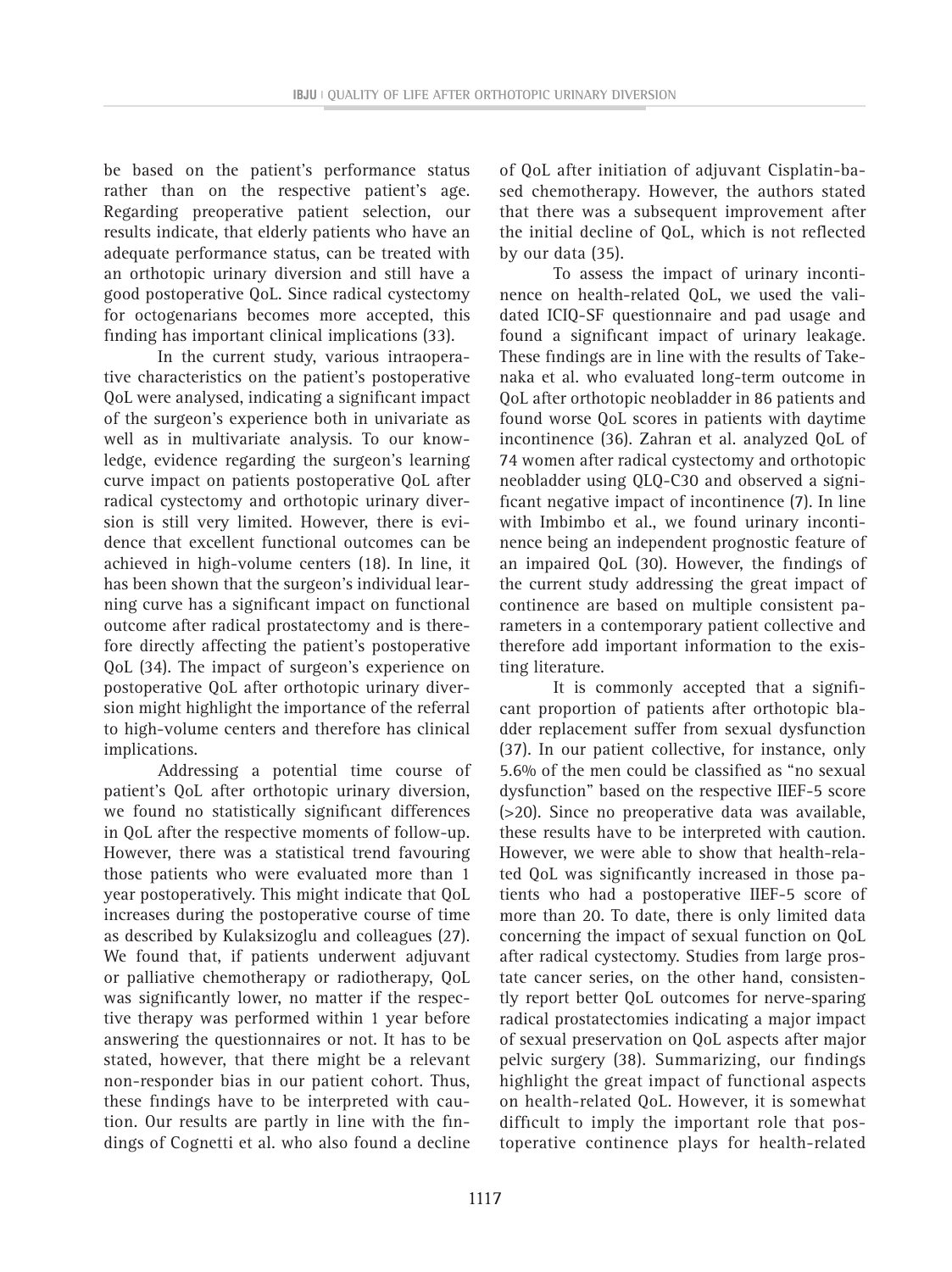be based on the patient's performance status rather than on the respective patient's age. Regarding preoperative patient selection, our results indicate, that elderly patients who have an adequate performance status, can be treated with an orthotopic urinary diversion and still have a good postoperative QoL. Since radical cystectomy for octogenarians becomes more accepted, this finding has important clinical implications (33).

In the current study, various intraoperative characteristics on the patient's postoperative QoL were analysed, indicating a significant impact of the surgeon's experience both in univariate as well as in multivariate analysis. To our knowledge, evidence regarding the surgeon's learning curve impact on patients postoperative QoL after radical cystectomy and orthotopic urinary diversion is still very limited. However, there is evidence that excellent functional outcomes can be achieved in high-volume centers (18). In line, it has been shown that the surgeon's individual learning curve has a significant impact on functional outcome after radical prostatectomy and is therefore directly affecting the patient's postoperative QoL (34). The impact of surgeon's experience on postoperative QoL after orthotopic urinary diversion might highlight the importance of the referral to high-volume centers and therefore has clinical implications.

Addressing a potential time course of patient's QoL after orthotopic urinary diversion, we found no statistically significant differences in QoL after the respective moments of follow-up. However, there was a statistical trend favouring those patients who were evaluated more than 1 year postoperatively. This might indicate that QoL increases during the postoperative course of time as described by Kulaksizoglu and colleagues (27). We found that, if patients underwent adjuvant or palliative chemotherapy or radiotherapy, QoL was significantly lower, no matter if the respective therapy was performed within 1 year before answering the questionnaires or not. It has to be stated, however, that there might be a relevant non-responder bias in our patient cohort. Thus, these findings have to be interpreted with caution. Our results are partly in line with the findings of Cognetti et al. who also found a decline of QoL after initiation of adjuvant Cisplatin-based chemotherapy. However, the authors stated that there was a subsequent improvement after the initial decline of QoL, which is not reflected by our data (35).

To assess the impact of urinary incontinence on health-related QoL, we used the validated ICIQ-SF questionnaire and pad usage and found a significant impact of urinary leakage. These findings are in line with the results of Takenaka et al. who evaluated long-term outcome in QoL after orthotopic neobladder in 86 patients and found worse QoL scores in patients with daytime incontinence (36). Zahran et al. analyzed QoL of 74 women after radical cystectomy and orthotopic neobladder using QLQ-C30 and observed a significant negative impact of incontinence (7). In line with Imbimbo et al., we found urinary incontinence being an independent prognostic feature of an impaired QoL (30). However, the findings of the current study addressing the great impact of continence are based on multiple consistent parameters in a contemporary patient collective and therefore add important information to the existing literature.

It is commonly accepted that a significant proportion of patients after orthotopic bladder replacement suffer from sexual dysfunction (37). In our patient collective, for instance, only 5.6% of the men could be classified as "no sexual dysfunction" based on the respective IIEF-5 score (>20). Since no preoperative data was available, these results have to be interpreted with caution. However, we were able to show that health-related QoL was significantly increased in those patients who had a postoperative IIEF-5 score of more than 20. To date, there is only limited data concerning the impact of sexual function on QoL after radical cystectomy. Studies from large prostate cancer series, on the other hand, consistently report better QoL outcomes for nerve-sparing radical prostatectomies indicating a major impact of sexual preservation on QoL aspects after major pelvic surgery (38). Summarizing, our findings highlight the great impact of functional aspects on health-related QoL. However, it is somewhat difficult to imply the important role that postoperative continence plays for health-related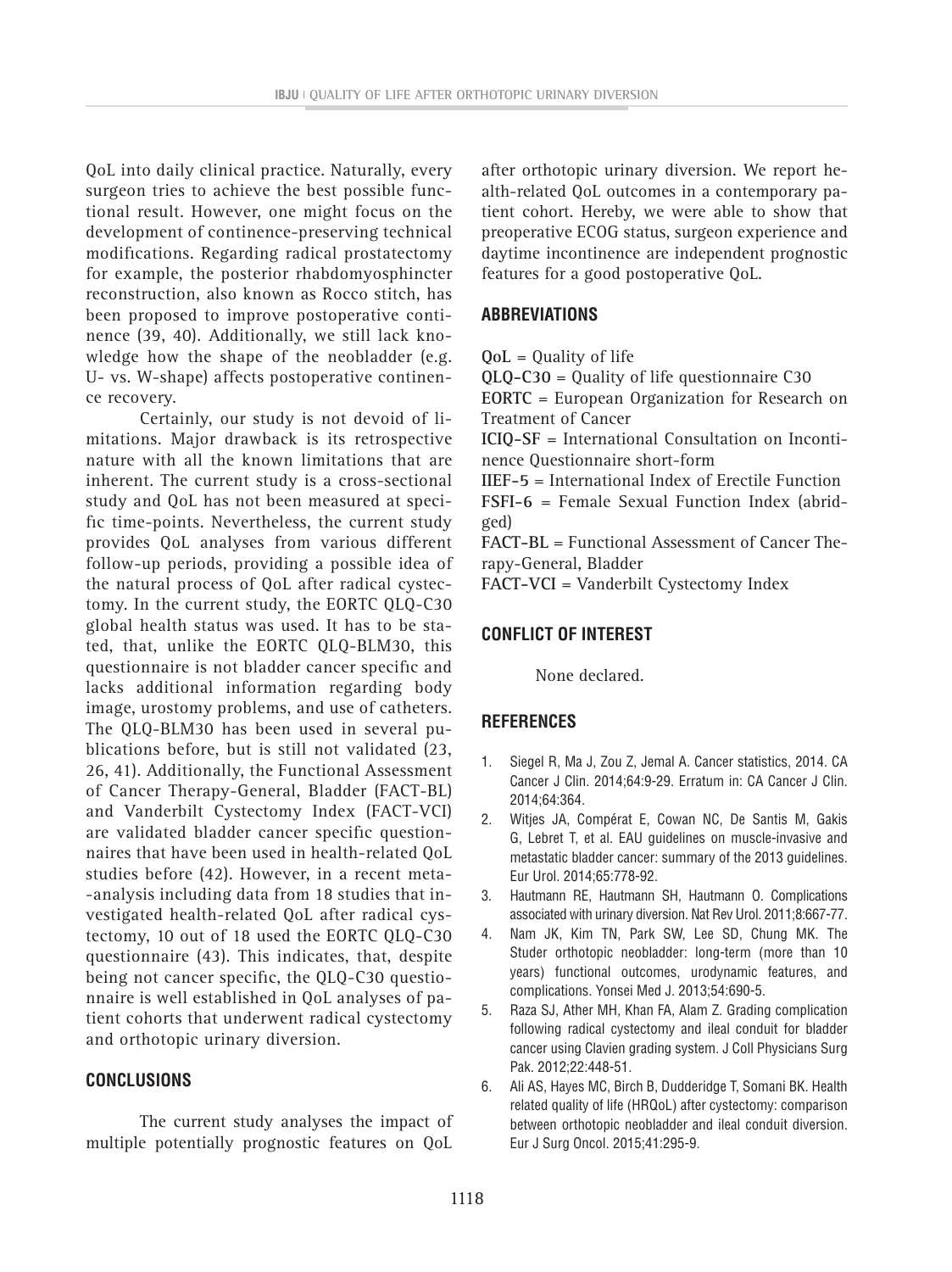QoL into daily clinical practice. Naturally, every surgeon tries to achieve the best possible functional result. However, one might focus on the development of continence-preserving technical modifications. Regarding radical prostatectomy for example, the posterior rhabdomyosphincter reconstruction, also known as Rocco stitch, has been proposed to improve postoperative continence (39, 40). Additionally, we still lack knowledge how the shape of the neobladder (e.g. U- vs. W-shape) affects postoperative continence recovery.

Certainly, our study is not devoid of limitations. Major drawback is its retrospective nature with all the known limitations that are inherent. The current study is a cross-sectional study and QoL has not been measured at specific time-points. Nevertheless, the current study provides QoL analyses from various different follow-up periods, providing a possible idea of the natural process of QoL after radical cystectomy. In the current study, the EORTC QLQ-C30 global health status was used. It has to be stated, that, unlike the EORTC QLQ-BLM30, this questionnaire is not bladder cancer specific and lacks additional information regarding body image, urostomy problems, and use of catheters. The QLQ-BLM30 has been used in several publications before, but is still not validated (23, 26, 41). Additionally, the Functional Assessment of Cancer Therapy-General, Bladder (FACT-BL) and Vanderbilt Cystectomy Index (FACT-VCI) are validated bladder cancer specific questionnaires that have been used in health-related QoL studies before (42). However, in a recent meta-analysis including data from 18 studies that investigated health-related QoL after radical cystectomy, 10 out of 18 used the EORTC QLQ-C30 questionnaire (43). This indicates, that, despite being not cancer specific, the QLQ-C30 questionnaire is well established in QoL analyses of patient cohorts that underwent radical cystectomy and orthotopic urinary diversion.

## CONCLUSIONS

The current study analyses the impact of multiple potentially prognostic features on QoL after orthotopic urinary diversion. We report health-related QoL outcomes in a contemporary patient cohort. Hereby, we were able to show that preoperative ECOG status, surgeon experience and daytime incontinence are independent prognostic features for a good postoperative QoL.

## ABBREVIATIONS

**QoL** = Quality of life
**QLQ-C30** = Quality of life questionnaire C30
**EORTC** = European Organization for Research on Treatment of Cancer
**ICIQ-SF** = International Consultation on Incontinence Questionnaire short-form
**IIEF-5** = International Index of Erectile Function
**FSFI-6** = Female Sexual Function Index (abridged)
**FACT-BL** = Functional Assessment of Cancer Therapy-General, Bladder
**FACT-VCI** = Vanderbilt Cystectomy Index

## CONFLICT OF INTEREST

None declared.

## REFERENCES

1. Siegel R, Ma J, Zou Z, Jemal A. Cancer statistics, 2014. CA Cancer J Clin. 2014;64:9-29. Erratum in: CA Cancer J Clin. 2014;64:364.
2. Witjes JA, Compérat E, Cowan NC, De Santis M, Gakis G, Lebret T, et al. EAU guidelines on muscle-invasive and metastatic bladder cancer: summary of the 2013 guidelines. Eur Urol. 2014;65:778-92.
3. Hautmann RE, Hautmann SH, Hautmann O. Complications associated with urinary diversion. Nat Rev Urol. 2011;8:667-77.
4. Nam JK, Kim TN, Park SW, Lee SD, Chung MK. The Studer orthotopic neobladder: long-term (more than 10 years) functional outcomes, urodynamic features, and complications. Yonsei Med J. 2013;54:690-5.
5. Raza SJ, Ather MH, Khan FA, Alam Z. Grading complication following radical cystectomy and ileal conduit for bladder cancer using Clavien grading system. J Coll Physicians Surg Pak. 2012;22:448-51.
6. Ali AS, Hayes MC, Birch B, Dudderidge T, Somani BK. Health related quality of life (HRQoL) after cystectomy: comparison between orthotopic neobladder and ileal conduit diversion. Eur J Surg Oncol. 2015;41:295-9.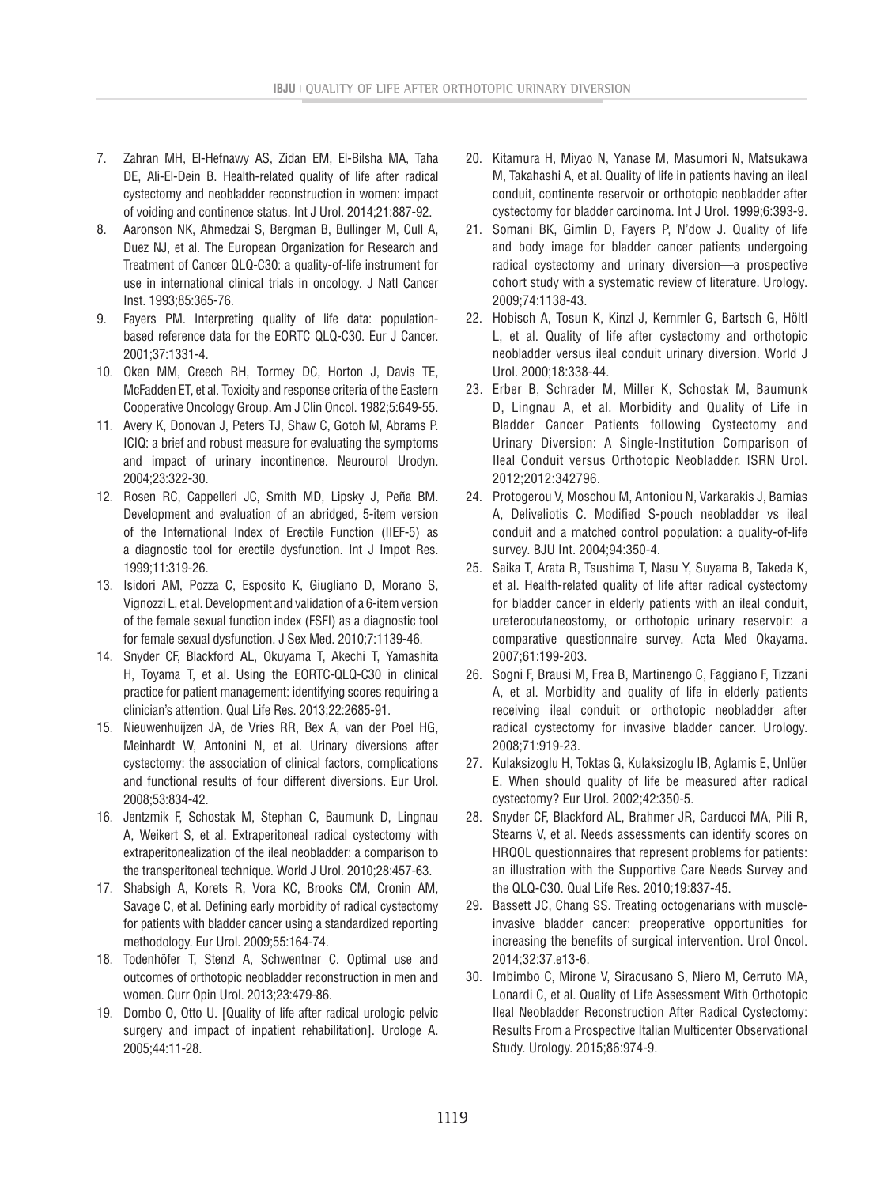7. Zahran MH, El-Hefnawy AS, Zidan EM, El-Bilsha MA, Taha DE, Ali-El-Dein B. Health-related quality of life after radical cystectomy and neobladder reconstruction in women: impact of voiding and continence status. Int J Urol. 2014;21:887-92.
8. Aaronson NK, Ahmedzai S, Bergman B, Bullinger M, Cull A, Duez NJ, et al. The European Organization for Research and Treatment of Cancer QLQ-C30: a quality-of-life instrument for use in international clinical trials in oncology. J Natl Cancer Inst. 1993;85:365-76.
9. Fayers PM. Interpreting quality of life data: population-based reference data for the EORTC QLQ-C30. Eur J Cancer. 2001;37:1331-4.
10. Oken MM, Creech RH, Tormey DC, Horton J, Davis TE, McFadden ET, et al. Toxicity and response criteria of the Eastern Cooperative Oncology Group. Am J Clin Oncol. 1982;5:649-55.
11. Avery K, Donovan J, Peters TJ, Shaw C, Gotoh M, Abrams P. ICIQ: a brief and robust measure for evaluating the symptoms and impact of urinary incontinence. Neurourol Urodyn. 2004;23:322-30.
12. Rosen RC, Cappelleri JC, Smith MD, Lipsky J, Peña BM. Development and evaluation of an abridged, 5-item version of the International Index of Erectile Function (IIEF-5) as a diagnostic tool for erectile dysfunction. Int J Impot Res. 1999;11:319-26.
13. Isidori AM, Pozza C, Esposito K, Giugliano D, Morano S, Vignozzi L, et al. Development and validation of a 6-item version of the female sexual function index (FSFI) as a diagnostic tool for female sexual dysfunction. J Sex Med. 2010;7:1139-46.
14. Snyder CF, Blackford AL, Okuyama T, Akechi T, Yamashita H, Toyama T, et al. Using the EORTC-QLQ-C30 in clinical practice for patient management: identifying scores requiring a clinician's attention. Qual Life Res. 2013;22:2685-91.
15. Nieuwenhuijzen JA, de Vries RR, Bex A, van der Poel HG, Meinhardt W, Antonini N, et al. Urinary diversions after cystectomy: the association of clinical factors, complications and functional results of four different diversions. Eur Urol. 2008;53:834-42.
16. Jentzmik F, Schostak M, Stephan C, Baumunk D, Lingnau A, Weikert S, et al. Extraperitoneal radical cystectomy with extraperitonealization of the ileal neobladder: a comparison to the transperitoneal technique. World J Urol. 2010;28:457-63.
17. Shabsigh A, Korets R, Vora KC, Brooks CM, Cronin AM, Savage C, et al. Defining early morbidity of radical cystectomy for patients with bladder cancer using a standardized reporting methodology. Eur Urol. 2009;55:164-74.
18. Todenhöfer T, Stenzl A, Schwentner C. Optimal use and outcomes of orthotopic neobladder reconstruction in men and women. Curr Opin Urol. 2013;23:479-86.
19. Dombo O, Otto U. [Quality of life after radical urologic pelvic surgery and impact of inpatient rehabilitation]. Urologe A. 2005;44:11-28.
20. Kitamura H, Miyao N, Yanase M, Masumori N, Matsukawa M, Takahashi A, et al. Quality of life in patients having an ileal conduit, continente reservoir or orthotopic neobladder after cystectomy for bladder carcinoma. Int J Urol. 1999;6:393-9.
21. Somani BK, Gimlin D, Fayers P, N'dow J. Quality of life and body image for bladder cancer patients undergoing radical cystectomy and urinary diversion—a prospective cohort study with a systematic review of literature. Urology. 2009;74:1138-43.
22. Hobisch A, Tosun K, Kinzl J, Kemmler G, Bartsch G, Höltl L, et al. Quality of life after cystectomy and orthotopic neobladder versus ileal conduit urinary diversion. World J Urol. 2000;18:338-44.
23. Erber B, Schrader M, Miller K, Schostak M, Baumunk D, Lingnau A, et al. Morbidity and Quality of Life in Bladder Cancer Patients following Cystectomy and Urinary Diversion: A Single-Institution Comparison of Ileal Conduit versus Orthotopic Neobladder. ISRN Urol. 2012;2012:342796.
24. Protogerou V, Moschou M, Antoniou N, Varkarakis J, Bamias A, Deliveliotis C. Modified S-pouch neobladder vs ileal conduit and a matched control population: a quality-of-life survey. BJU Int. 2004;94:350-4.
25. Saika T, Arata R, Tsushima T, Nasu Y, Suyama B, Takeda K, et al. Health-related quality of life after radical cystectomy for bladder cancer in elderly patients with an ileal conduit, ureterocutaneostomy, or orthotopic urinary reservoir: a comparative questionnaire survey. Acta Med Okayama. 2007;61:199-203.
26. Sogni F, Brausi M, Frea B, Martinengo C, Faggiano F, Tizzani A, et al. Morbidity and quality of life in elderly patients receiving ileal conduit or orthotopic neobladder after radical cystectomy for invasive bladder cancer. Urology. 2008;71:919-23.
27. Kulaksizoglu H, Toktas G, Kulaksizoglu IB, Aglamis E, Unlüer E. When should quality of life be measured after radical cystectomy? Eur Urol. 2002;42:350-5.
28. Snyder CF, Blackford AL, Brahmer JR, Carducci MA, Pili R, Stearns V, et al. Needs assessments can identify scores on HRQOL questionnaires that represent problems for patients: an illustration with the Supportive Care Needs Survey and the QLQ-C30. Qual Life Res. 2010;19:837-45.
29. Bassett JC, Chang SS. Treating octogenarians with muscle-invasive bladder cancer: preoperative opportunities for increasing the benefits of surgical intervention. Urol Oncol. 2014;32:37.e13-6.
30. Imbimbo C, Mirone V, Siracusano S, Niero M, Cerruto MA, Lonardi C, et al. Quality of Life Assessment With Orthotopic Ileal Neobladder Reconstruction After Radical Cystectomy: Results From a Prospective Italian Multicenter Observational Study. Urology. 2015;86:974-9.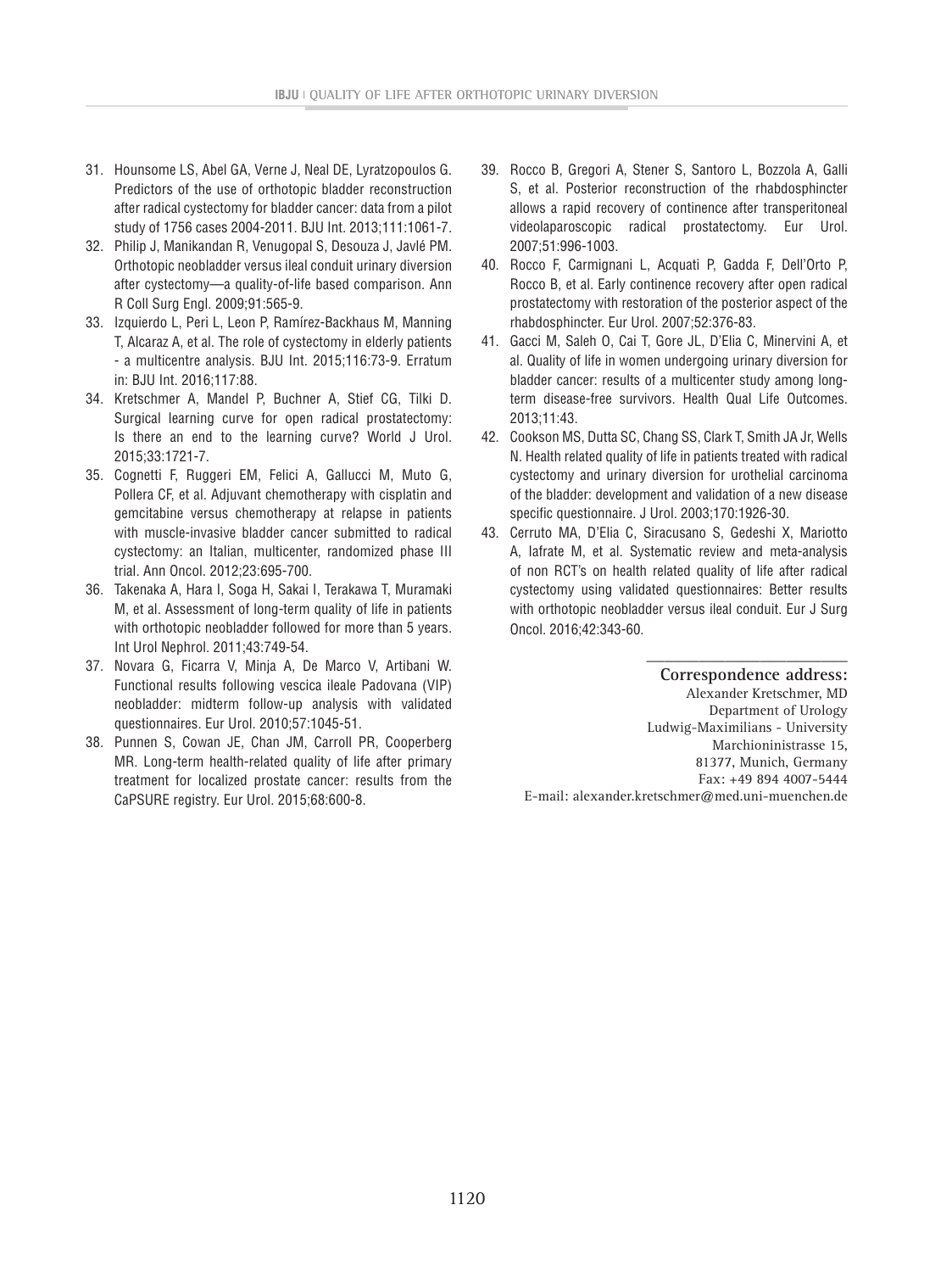31. Hounsome LS, Abel GA, Verne J, Neal DE, Lyratzopoulos G. Predictors of the use of orthotopic bladder reconstruction after radical cystectomy for bladder cancer: data from a pilot study of 1756 cases 2004-2011. BJU Int. 2013;111:1061-7.
32. Philip J, Manikandan R, Venugopal S, Desouza J, Javlé PM. Orthotopic neobladder versus ileal conduit urinary diversion after cystectomy—a quality-of-life based comparison. Ann R Coll Surg Engl. 2009;91:565-9.
33. Izquierdo L, Peri L, Leon P, Ramírez-Backhaus M, Manning T, Alcaraz A, et al. The role of cystectomy in elderly patients - a multicentre analysis. BJU Int. 2015;116:73-9. Erratum in: BJU Int. 2016;117:88.
34. Kretschmer A, Mandel P, Buchner A, Stief CG, Tilki D. Surgical learning curve for open radical prostatectomy: Is there an end to the learning curve? World J Urol. 2015;33:1721-7.
35. Cognetti F, Ruggeri EM, Felici A, Gallucci M, Muto G, Pollera CF, et al. Adjuvant chemotherapy with cisplatin and gemcitabine versus chemotherapy at relapse in patients with muscle-invasive bladder cancer submitted to radical cystectomy: an Italian, multicenter, randomized phase III trial. Ann Oncol. 2012;23:695-700.
36. Takenaka A, Hara I, Soga H, Sakai I, Terakawa T, Muramaki M, et al. Assessment of long-term quality of life in patients with orthotopic neobladder followed for more than 5 years. Int Urol Nephrol. 2011;43:749-54.
37. Novara G, Ficarra V, Minja A, De Marco V, Artibani W. Functional results following vescica ileale Padovana (VIP) neobladder: midterm follow-up analysis with validated questionnaires. Eur Urol. 2010;57:1045-51.
38. Punnen S, Cowan JE, Chan JM, Carroll PR, Cooperberg MR. Long-term health-related quality of life after primary treatment for localized prostate cancer: results from the CaPSURE registry. Eur Urol. 2015;68:600-8.
39. Rocco B, Gregori A, Stener S, Santoro L, Bozzola A, Galli S, et al. Posterior reconstruction of the rhabdosphincter allows a rapid recovery of continence after transperitoneal videolaparoscopic radical prostatectomy. Eur Urol. 2007;51:996-1003.
40. Rocco F, Carmignani L, Acquati P, Gadda F, Dell'Orto P, Rocco B, et al. Early continence recovery after open radical prostatectomy with restoration of the posterior aspect of the rhabdosphincter. Eur Urol. 2007;52:376-83.
41. Gacci M, Saleh O, Cai T, Gore JL, D'Elia C, Minervini A, et al. Quality of life in women undergoing urinary diversion for bladder cancer: results of a multicenter study among long-term disease-free survivors. Health Qual Life Outcomes. 2013;11:43.
42. Cookson MS, Dutta SC, Chang SS, Clark T, Smith JA Jr, Wells N. Health related quality of life in patients treated with radical cystectomy and urinary diversion for urothelial carcinoma of the bladder: development and validation of a new disease specific questionnaire. J Urol. 2003;170:1926-30.
43. Cerruto MA, D'Elia C, Siracusano S, Gedeshi X, Mariotto A, Iafrate M, et al. Systematic review and meta-analysis of non RCT's on health related quality of life after radical cystectomy using validated questionnaires: Better results with orthotopic neobladder versus ileal conduit. Eur J Surg Oncol. 2016;42:343-60.

**Correspondence address:**
Alexander Kretschmer, MD
Department of Urology
Ludwig-Maximilians - University
Marchioninistrasse 15,
81377, Munich, Germany
Fax: +49 894 4007-5444
E-mail: alexander.kretschmer@med.uni-muenchen.de